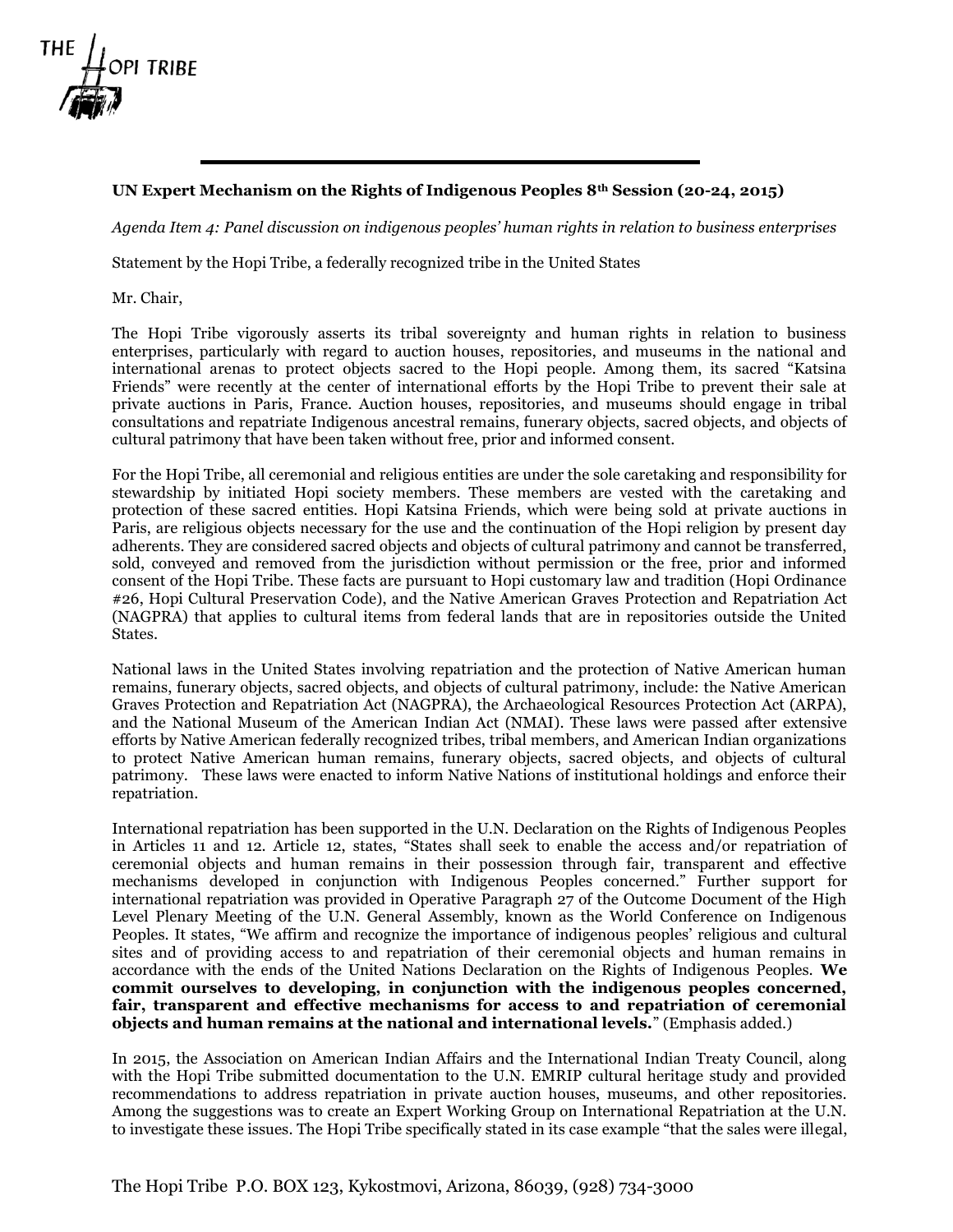THE HOPI TRIBE

**UN Expert Mechanism on the Rights of Indigenous Peoples 8th Session (20-24, 2015)**

*Agenda Item 4: Panel discussion on indigenous peoples' human rights in relation to business enterprises*

Statement by the Hopi Tribe, a federally recognized tribe in the United States

Mr. Chair,

The Hopi Tribe vigorously asserts its tribal sovereignty and human rights in relation to business enterprises, particularly with regard to auction houses, repositories, and museums in the national and international arenas to protect objects sacred to the Hopi people. Among them, its sacred "Katsina Friends" were recently at the center of international efforts by the Hopi Tribe to prevent their sale at private auctions in Paris, France. Auction houses, repositories, and museums should engage in tribal consultations and repatriate Indigenous ancestral remains, funerary objects, sacred objects, and objects of cultural patrimony that have been taken without free, prior and informed consent.

For the Hopi Tribe, all ceremonial and religious entities are under the sole caretaking and responsibility for stewardship by initiated Hopi society members. These members are vested with the caretaking and protection of these sacred entities. Hopi Katsina Friends, which were being sold at private auctions in Paris, are religious objects necessary for the use and the continuation of the Hopi religion by present day adherents. They are considered sacred objects and objects of cultural patrimony and cannot be transferred, sold, conveyed and removed from the jurisdiction without permission or the free, prior and informed consent of the Hopi Tribe. These facts are pursuant to Hopi customary law and tradition (Hopi Ordinance #26, Hopi Cultural Preservation Code), and the Native American Graves Protection and Repatriation Act (NAGPRA) that applies to cultural items from federal lands that are in repositories outside the United States.

National laws in the United States involving repatriation and the protection of Native American human remains, funerary objects, sacred objects, and objects of cultural patrimony, include: the Native American Graves Protection and Repatriation Act (NAGPRA), the Archaeological Resources Protection Act (ARPA), and the National Museum of the American Indian Act (NMAI). These laws were passed after extensive efforts by Native American federally recognized tribes, tribal members, and American Indian organizations to protect Native American human remains, funerary objects, sacred objects, and objects of cultural patrimony. These laws were enacted to inform Native Nations of institutional holdings and enforce their repatriation.

International repatriation has been supported in the U.N. Declaration on the Rights of Indigenous Peoples in Articles 11 and 12. Article 12, states, "States shall seek to enable the access and/or repatriation of ceremonial objects and human remains in their possession through fair, transparent and effective mechanisms developed in conjunction with Indigenous Peoples concerned." Further support for international repatriation was provided in Operative Paragraph 27 of the Outcome Document of the High Level Plenary Meeting of the U.N. General Assembly, known as the World Conference on Indigenous Peoples. It states, "We affirm and recognize the importance of indigenous peoples' religious and cultural sites and of providing access to and repatriation of their ceremonial objects and human remains in accordance with the ends of the United Nations Declaration on the Rights of Indigenous Peoples. **We commit ourselves to developing, in conjunction with the indigenous peoples concerned, fair, transparent and effective mechanisms for access to and repatriation of ceremonial objects and human remains at the national and international levels.**" (Emphasis added.)

In 2015, the Association on American Indian Affairs and the International Indian Treaty Council, along with the Hopi Tribe submitted documentation to the U.N. EMRIP cultural heritage study and provided recommendations to address repatriation in private auction houses, museums, and other repositories. Among the suggestions was to create an Expert Working Group on International Repatriation at the U.N. to investigate these issues. The Hopi Tribe specifically stated in its case example "that the sales were illegal,

The Hopi Tribe P.O. BOX 123, Kykostmovi, Arizona, 86039, (928) 734-3000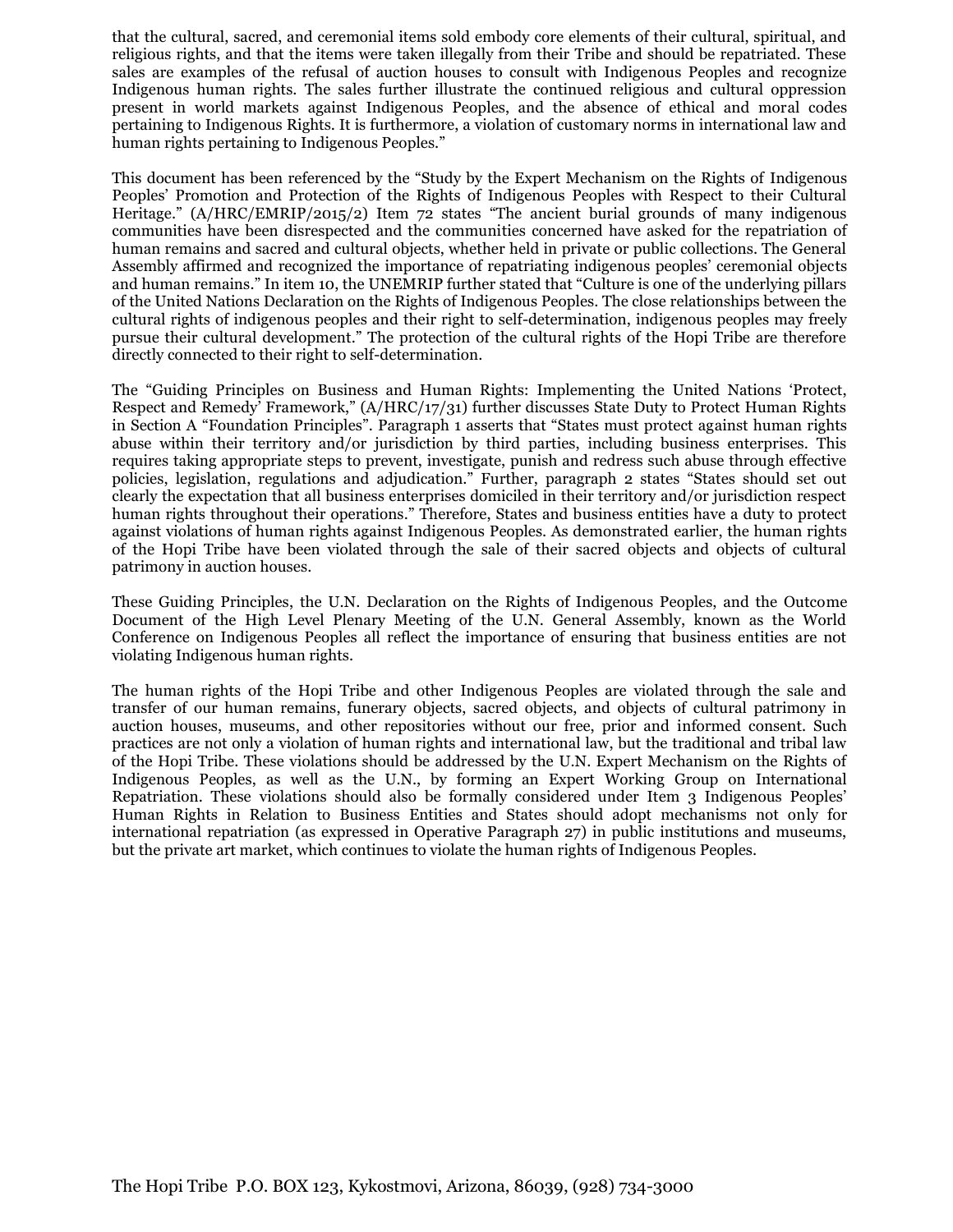that the cultural, sacred, and ceremonial items sold embody core elements of their cultural, spiritual, and religious rights, and that the items were taken illegally from their Tribe and should be repatriated. These sales are examples of the refusal of auction houses to consult with Indigenous Peoples and recognize Indigenous human rights. The sales further illustrate the continued religious and cultural oppression present in world markets against Indigenous Peoples, and the absence of ethical and moral codes pertaining to Indigenous Rights. It is furthermore, a violation of customary norms in international law and human rights pertaining to Indigenous Peoples."

This document has been referenced by the "Study by the Expert Mechanism on the Rights of Indigenous Peoples' Promotion and Protection of the Rights of Indigenous Peoples with Respect to their Cultural Heritage." (A/HRC/EMRIP/2015/2) Item 72 states "The ancient burial grounds of many indigenous communities have been disrespected and the communities concerned have asked for the repatriation of human remains and sacred and cultural objects, whether held in private or public collections. The General Assembly affirmed and recognized the importance of repatriating indigenous peoples' ceremonial objects and human remains." In item 10, the UNEMRIP further stated that "Culture is one of the underlying pillars of the United Nations Declaration on the Rights of Indigenous Peoples. The close relationships between the cultural rights of indigenous peoples and their right to self-determination, indigenous peoples may freely pursue their cultural development." The protection of the cultural rights of the Hopi Tribe are therefore directly connected to their right to self-determination.

The "Guiding Principles on Business and Human Rights: Implementing the United Nations 'Protect, Respect and Remedy' Framework," (A/HRC/17/31) further discusses State Duty to Protect Human Rights in Section A "Foundation Principles". Paragraph 1 asserts that "States must protect against human rights abuse within their territory and/or jurisdiction by third parties, including business enterprises. This requires taking appropriate steps to prevent, investigate, punish and redress such abuse through effective policies, legislation, regulations and adjudication." Further, paragraph 2 states "States should set out clearly the expectation that all business enterprises domiciled in their territory and/or jurisdiction respect human rights throughout their operations." Therefore, States and business entities have a duty to protect against violations of human rights against Indigenous Peoples. As demonstrated earlier, the human rights of the Hopi Tribe have been violated through the sale of their sacred objects and objects of cultural patrimony in auction houses.

These Guiding Principles, the U.N. Declaration on the Rights of Indigenous Peoples, and the Outcome Document of the High Level Plenary Meeting of the U.N. General Assembly, known as the World Conference on Indigenous Peoples all reflect the importance of ensuring that business entities are not violating Indigenous human rights.

The human rights of the Hopi Tribe and other Indigenous Peoples are violated through the sale and transfer of our human remains, funerary objects, sacred objects, and objects of cultural patrimony in auction houses, museums, and other repositories without our free, prior and informed consent. Such practices are not only a violation of human rights and international law, but the traditional and tribal law of the Hopi Tribe. These violations should be addressed by the U.N. Expert Mechanism on the Rights of Indigenous Peoples, as well as the U.N., by forming an Expert Working Group on International Repatriation. These violations should also be formally considered under Item 3 Indigenous Peoples' Human Rights in Relation to Business Entities and States should adopt mechanisms not only for international repatriation (as expressed in Operative Paragraph 27) in public institutions and museums, but the private art market, which continues to violate the human rights of Indigenous Peoples.